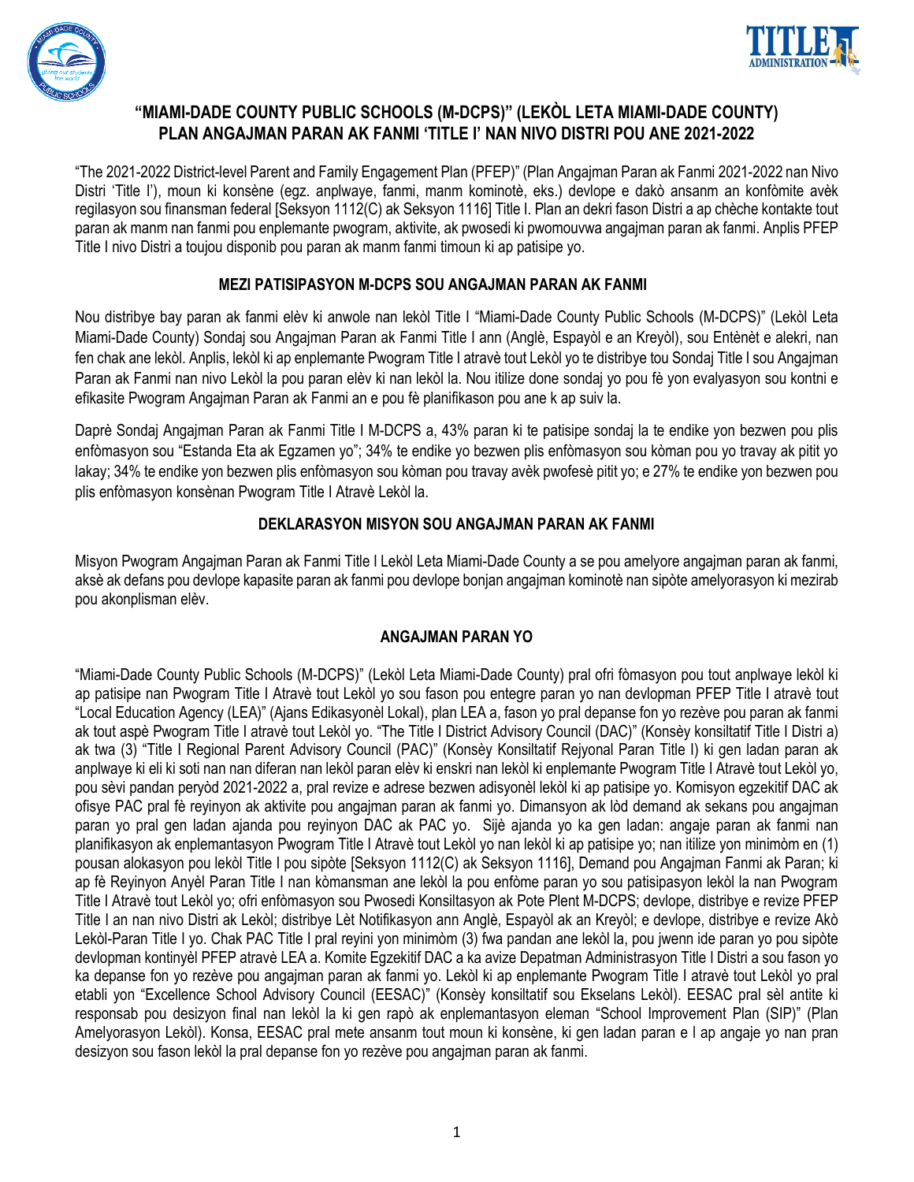# "MIAMI-DADE COUNTY PUBLIC SCHOOLS (M-DCPS)" (LEKÒL LETA MIAMI-DADE COUNTY) PLAN ANGAJMAN PARAN AK FANMI 'TITLE I' NAN NIVO DISTRI POU ANE 2021-2022

"The 2021-2022 District-level Parent and Family Engagement Plan (PFEP)" (Plan Angajman Paran ak Fanmi 2021-2022 nan Nivo Distri 'Title I'), moun ki konsène (egz. anplwaye, fanmi, manm kominotè, eks.) devlope e dakò ansanm an konfòmite avèk regilasyon sou finansman federal [Seksyon 1112(C) ak Seksyon 1116] Title I. Plan an dekri fason Distri a ap chèche kontakte tout paran ak manm nan fanmi pou enplemante pwogram, aktivite, ak pwosedi ki pwomouvwa angajman paran ak fanmi. Anplis PFEP Title I nivo Distri a toujou disponib pou paran ak manm fanmi timoun ki ap patisipe yo.

## MEZI PATISIPASYON M-DCPS SOU ANGAJMAN PARAN AK FANMI

Nou distribye bay paran ak fanmi elèv ki anwole nan lekòl Title I "Miami-Dade County Public Schools (M-DCPS)" (Lekòl Leta Miami-Dade County) Sondaj sou Angajman Paran ak Fanmi Title I ann (Anglè, Espayòl e an Kreyòl), sou Entènèt e alekri, nan fen chak ane lekòl. Anplis, lekòl ki ap enplemante Pwogram Title I atravè tout Lekòl yo te distribye tou Sondaj Title I sou Angajman Paran ak Fanmi nan nivo Lekòl la pou paran elèv ki nan lekòl la. Nou itilize done sondaj yo pou fè yon evalyasyon sou kontni e efikasite Pwogram Angajman Paran ak Fanmi an e pou fè planifikason pou ane k ap suiv la.

Daprè Sondaj Angajman Paran ak Fanmi Title I M-DCPS a, 43% paran ki te patisipe sondaj la te endike yon bezwen pou plis enfòmasyon sou "Estanda Eta ak Egzamen yo"; 34% te endike yo bezwen plis enfòmasyon sou kòman pou yo travay ak pitit yo lakay; 34% te endike yon bezwen plis enfòmasyon sou kòman pou travay avèk pwofesè pitit yo; e 27% te endike yon bezwen pou plis enfòmasyon konsènan Pwogram Title I Atravè Lekòl la.

## DEKLARASYON MISYON SOU ANGAJMAN PARAN AK FANMI

Misyon Pwogram Angajman Paran ak Fanmi Title I Lekòl Leta Miami-Dade County a se pou amelyore angajman paran ak fanmi, aksè ak defans pou devlope kapasite paran ak fanmi pou devlope bonjan angajman kominotè nan sipòte amelyorasyon ki mezirab pou akonplisman elèv.

## ANGAJMAN PARAN YO

"Miami-Dade County Public Schools (M-DCPS)" (Lekòl Leta Miami-Dade County) pral ofri fòmasyon pou tout anplwaye lekòl ki ap patisipe nan Pwogram Title I Atravè tout Lekòl yo sou fason pou entegre paran yo nan devlopman PFEP Title I atravè tout "Local Education Agency (LEA)" (Ajans Edikasyonèl Lokal), plan LEA a, fason yo pral depanse fon yo rezève pou paran ak fanmi ak tout aspè Pwogram Title I atravè tout Lekòl yo. "The Title I District Advisory Council (DAC)" (Konsèy konsiltatif Title I Distri a) ak twa (3) "Title I Regional Parent Advisory Council (PAC)" (Konsèy Konsiltatif Rejyonal Paran Title I) ki gen ladan paran ak anplwaye ki eli ki soti nan nan diferan nan lekòl paran elèv ki enskri nan lekòl ki enplemante Pwogram Title I Atravè tout Lekòl yo, pou sèvi pandan peryòd 2021-2022 a, pral revize e adrese bezwen adisyonèl lekòl ki ap patisipe yo. Komisyon egzekitif DAC ak ofisye PAC pral fè reyinyon ak aktivite pou angajman paran ak fanmi yo. Dimansyon ak lòd demand ak sekans pou angajman paran yo pral gen ladan ajanda pou reyinyon DAC ak PAC yo. Sijè ajanda yo ka gen ladan: angaje paran ak fanmi nan planifikasyon ak enplemantasyon Pwogram Title I Atravè tout Lekòl yo nan lekòl ki ap patisipe yo; nan itilize yon minimòm en (1) pousan alokasyon pou lekòl Title I pou sipòte [Seksyon 1112(C) ak Seksyon 1116], Demand pou Angajman Fanmi ak Paran; ki ap fè Reyinyon Anyèl Paran Title I nan kòmansman ane lekòl la pou enfòme paran yo sou patisipasyon lekòl la nan Pwogram Title I Atravè tout Lekòl yo; ofri enfòmasyon sou Pwosedi Konsiltasyon ak Pote Plent M-DCPS; devlope, distribye e revize PFEP Title I an nan nivo Distri ak Lekòl; distribye Lèt Notifikasyon ann Anglè, Espayòl ak an Kreyòl; e devlope, distribye e revize Akò Lekòl-Paran Title I yo. Chak PAC Title I pral reyini yon minimòm (3) fwa pandan ane lekòl la, pou jwenn ide paran yo pou sipòte devlopman kontinyèl PFEP atravè LEA a. Komite Egzekitif DAC a ka avize Depatman Administrasyon Title I Distri a sou fason yo ka depanse fon yo rezève pou angajman paran ak fanmi yo. Lekòl ki ap enplemante Pwogram Title I atravè tout Lekòl yo pral etabli yon "Excellence School Advisory Council (EESAC)" (Konsèy konsiltatif sou Ekselans Lekòl). EESAC pral sèl antite ki responsab pou desizyon final nan lekòl la ki gen rapò ak enplemantasyon eleman "School Improvement Plan (SIP)" (Plan Amelyorasyon Lekòl). Konsa, EESAC pral mete ansanm tout moun ki konsène, ki gen ladan paran e l ap angaje yo nan pran desizyon sou fason lekòl la pral depanse fon yo rezève pou angajman paran ak fanmi.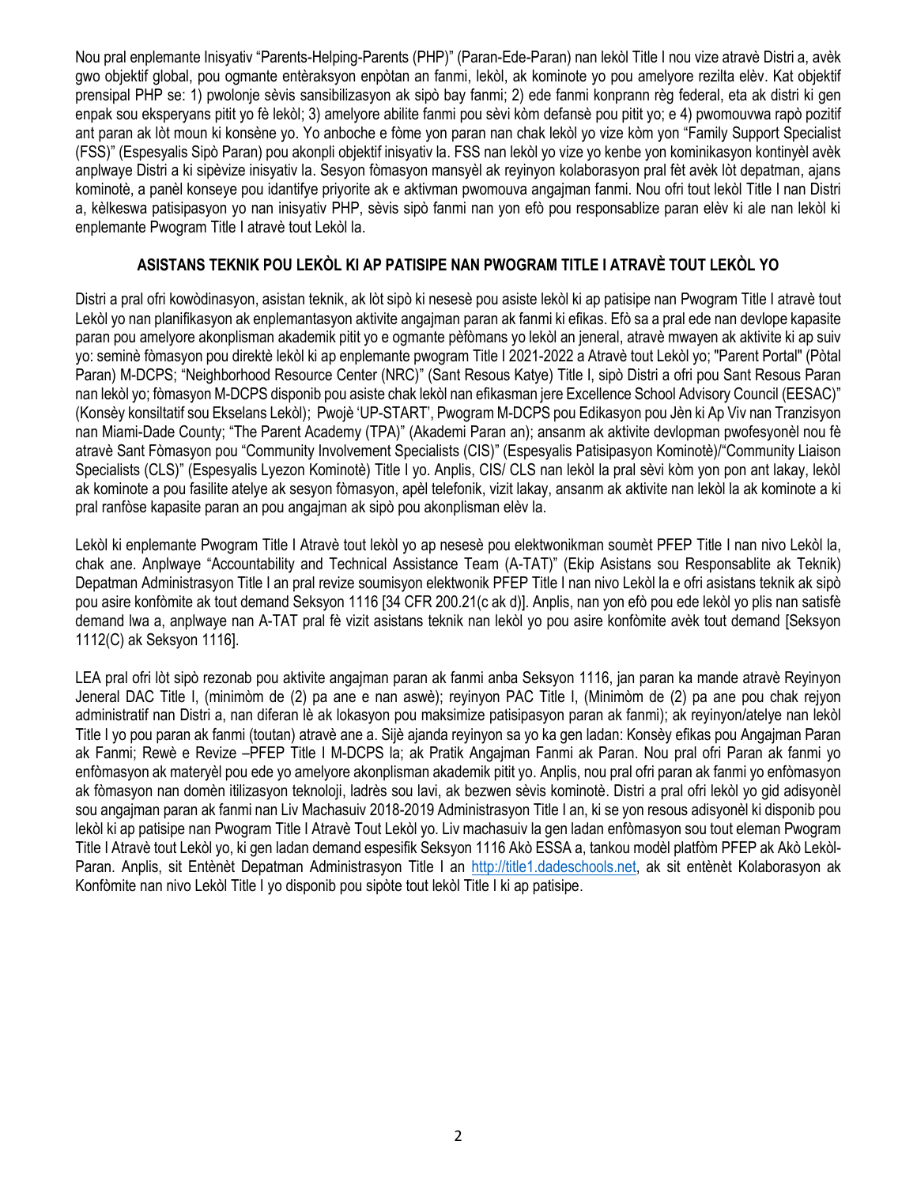Nou pral enplemante Inisyativ "Parents-Helping-Parents (PHP)" (Paran-Ede-Paran) nan lekòl Title I nou vize atravè Distri a, avèk gwo objektif global, pou ogmante entèraksyon enpòtan an fanmi, lekòl, ak kominote yo pou amelyore rezilta elèv. Kat objektif prensipal PHP se: 1) pwolonje sèvis sansibilizasyon ak sipò bay fanmi; 2) ede fanmi konprann règ federal, eta ak distri ki gen enpak sou eksperyans pitit yo fè lekòl; 3) amelyore abilite fanmi pou sèvi kòm defansè pou pitit yo; e 4) pwomouvwa rapò pozitif ant paran ak lòt moun ki konsène yo. Yo anboche e fòme yon paran nan chak lekòl yo vize kòm yon "Family Support Specialist (FSS)" (Espesyalis Sipò Paran) pou akonpli objektif inisyativ la. FSS nan lekòl yo vize yo kenbe yon kominikasyon kontinyèl avèk anplwaye Distri a ki sipèvize inisyativ la. Sesyon fòmasyon mansyèl ak reyinyon kolaborasyon pral fèt avèk lòt depatman, ajans kominotè, a panèl konseye pou idantifye priyorite ak e aktivman pwomouvwa angajman fanmi. Nou ofri tout lekòl Title I nan Distri a, kèlkeswa patisipasyon yo nan inisyativ PHP, sèvis sipò fanmi nan yon efò pou responsablize paran elèv ki ale nan lekòl ki enplemante Pwogram Title I atravè tout Lekòl la.

## ASISTANS TEKNIK POU LEKÒL KI AP PATISIPE NAN PWOGRAM TITLE I ATRAVÈ TOUT LEKÒL YO

Distri a pral ofri kowòdinasyon, asistan teknik, ak lòt sipò ki nesesè pou asiste lekòl ki ap patisipe nan Pwogram Title I atravè tout Lekòl yo nan planifikasyon ak enplemantasyon aktivite angajman paran ak fanmi ki efikas. Efò sa a pral ede nan devlope kapasite paran pou amelyore akonplisman akademik pitit yo e ogmante pèfòmans yo lekòl an jeneral, atravè mwayen ak aktivite ki ap suiv yo: seminè fòmasyon pou direktè lekòl ki ap enplemante pwogram Title I 2021-2022 a Atravè tout Lekòl yo; "Parent Portal" (Pòtal Paran) M-DCPS; "Neighborhood Resource Center (NRC)" (Sant Resous Katye) Title I, sipò Distri a ofri pou Sant Resous Paran nan lekòl yo; fòmasyon M-DCPS disponib pou asiste chak lekòl nan efikasman jere Excellence School Advisory Council (EESAC)" (Konsèy konsiltatif sou Ekselans Lekòl); Pwojè 'UP-START', Pwogram M-DCPS pou Edikasyon pou Jèn ki Ap Viv nan Tranzisyon nan Miami-Dade County; "The Parent Academy (TPA)" (Akademi Paran an); ansanm ak aktivite devlopman pwofesyonèl nou fè atravè Sant Fòmasyon pou "Community Involvement Specialists (CIS)" (Espesyalis Patisipasyon Kominotè)/"Community Liaison Specialists (CLS)" (Espesyalis Lyezon Kominotè) Title I yo. Anplis, CIS/ CLS nan lekòl la pral sèvi kòm yon pon ant lakay, lekòl ak kominote a pou fasilite atelye ak sesyon fòmasyon, apèl telefonik, vizit lakay, ansanm ak aktivite nan lekòl la ak kominote a ki pral ranfòse kapasite paran an pou angajman ak sipò pou akonplisman elèv la.

Lekòl ki enplemante Pwogram Title I Atravè tout lekòl yo ap nesesè pou elektwonikman soumèt PFEP Title I nan nivo Lekòl la, chak ane. Anplwaye "Accountability and Technical Assistance Team (A-TAT)" (Ekip Asistans sou Responsablite ak Teknik) Depatman Administrasyon Title I an pral revize soumisyon elektwonik PFEP Title I nan nivo Lekòl la e ofri asistans teknik ak sipò pou asire konfòmite ak tout demand Seksyon 1116 [34 CFR 200.21(c ak d)]. Anplis, nan yon efò pou ede lekòl yo plis nan satisfè demand lwa a, anplwaye nan A-TAT pral fè vizit asistans teknik nan lekòl yo pou asire konfòmite avèk tout demand [Seksyon 1112(C) ak Seksyon 1116].

LEA pral ofri lòt sipò rezonab pou aktivite angajman paran ak fanmi anba Seksyon 1116, jan paran ka mande atravè Reyinyon Jeneral DAC Title I, (minimòm de (2) pa ane e nan aswè); reyinyon PAC Title I, (Minimòm de (2) pa ane pou chak rejyon administratif nan Distri a, nan diferan lè ak lokasyon pou maksimize patisipasyon paran ak fanmi); ak reyinyon/atelye nan lekòl Title I yo pou paran ak fanmi (toutan) atravè ane a. Sijè ajanda reyinyon sa yo ka gen ladan: Konsèy efikas pou Angajman Paran ak Fanmi; Rewè e Revize –PFEP Title I M-DCPS la; ak Pratik Angajman Fanmi ak Paran. Nou pral ofri Paran ak fanmi yo enfòmasyon ak materyèl pou ede yo amelyore akonplisman akademik pitit yo. Anplis, nou pral ofri paran ak fanmi yo enfòmasyon ak fòmasyon nan domèn itilizasyon teknoloji, ladrès sou lavi, ak bezwen sèvis kominotè. Distri a pral ofri lekòl yo gid adisyonèl sou angajman paran ak fanmi nan Liv Machasuiv 2018-2019 Administrasyon Title I an, ki se yon resous adisyonèl ki disponib pou lekòl ki ap patisipe nan Pwogram Title I Atravè Tout Lekòl yo. Liv machasuiv la gen ladan enfòmasyon sou tout eleman Pwogram Title I Atravè tout Lekòl yo, ki gen ladan demand espesifik Seksyon 1116 Akò ESSA a, tankou modèl platfòm PFEP ak Akò Lekòl-Paran. Anplis, sit Entènèt Depatman Administrasyon Title I an http://title1.dadeschools.net, ak sit entènèt Kolaborasyon ak Konfòmite nan nivo Lekòl Title I yo disponib pou sipòte tout lekòl Title I ki ap patisipe.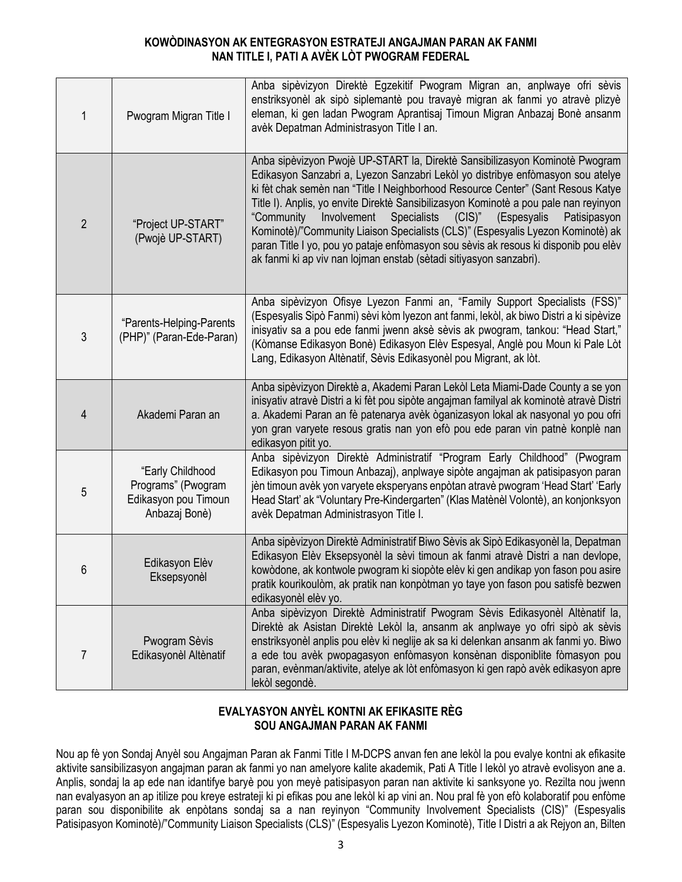## KOWÒDINASYON AK ENTEGRASYON ESTRATEJI ANGAJMAN PARAN AK FANMI NAN TITLE I, PATI A AVÈK LÒT PWOGRAM FEDERAL

| | | |
|---|---|---|
| 1 | Pwogram Migran Title I | Anba sipèvizyon Direktè Egzekitif Pwogram Migran an, anplwaye ofri sèvis enstriksyonèl ak sipò siplemantè pou travayè migran ak fanmi yo atravè plizyè eleman, ki gen ladan Pwogram Aprantisaj Timoun Migran Anbazaj Bonè ansanm avèk Depatman Administrasyon Title I an. |
| 2 | "Project UP-START" (Pwojè UP-START) | Anba sipèvizyon Pwojè UP-START la, Direktè Sansibilizasyon Kominotè Pwogram Edikasyon Sanzabri a, Lyezon Sanzabri Lekòl yo distribye enfòmasyon sou atelye ki fèt chak semèn nan "Title I Neighborhood Resource Center" (Sant Resous Katye Title I). Anplis, yo envite Direktè Sansibilizasyon Kominotè a pou pale nan reyinyon "Community Involvement Specialists (CIS)" (Espesyalis Patisipasyon Kominotè)/"Community Liaison Specialists (CLS)" (Espesyalis Lyezon Kominotè) ak paran Title I yo, pou yo pataje enfòmasyon sou sèvis ak resous ki disponib pou elèv ak fanmi ki ap viv nan lojman enstab (sètadi sitiyasyon sanzabri). |
| 3 | "Parents-Helping-Parents (PHP)" (Paran-Ede-Paran) | Anba sipèvizyon Ofisye Lyezon Fanmi an, "Family Support Specialists (FSS)" (Espesyalis Sipò Fanmi) sèvi kòm lyezon ant fanmi, lekòl, ak biwo Distri a ki sipèvize inisyativ sa a pou ede fanmi jwenn aksè sèvis ak pwogram, tankou: "Head Start," (Kòmanse Edikasyon Bonè) Edikasyon Elèv Espesyal, Anglè pou Moun ki Pale Lòt Lang, Edikasyon Altènatif, Sèvis Edikasyonèl pou Migrant, ak lòt. |
| 4 | Akademi Paran an | Anba sipèvizyon Direktè a, Akademi Paran Lekòl Leta Miami-Dade County a se yon inisyativ atravè Distri a ki fèt pou sipòte angajman familyal ak kominotè atravè Distri a. Akademi Paran an fè patenarya avèk òganizasyon lokal ak nasyonal yo pou ofri yon gran varyete resous gratis nan yon efò pou ede paran vin patnè konplè nan edikasyon pitit yo. |
| 5 | "Early Childhood Programs" (Pwogram Edikasyon pou Timoun Anbazaj Bonè) | Anba sipèvizyon Direktè Administratif "Program Early Childhood" (Pwogram Edikasyon pou Timoun Anbazaj), anplwaye sipòte angajman ak patisipasyon paran jèn timoun avèk yon varyete eksperyans enpòtan atravè pwogram 'Head Start' 'Early Head Start' ak "Voluntary Pre-Kindergarten" (Klas Matènèl Volontè), an konjonksyon avèk Depatman Administrasyon Title I. |
| 6 | Edikasyon Elèv Eksepsyonèl | Anba sipèvizyon Direktè Administratif Biwo Sèvis ak Sipò Edikasyonèl la, Depatman Edikasyon Elèv Eksepsyonèl la sèvi timoun ak fanmi atravè Distri a nan devlope, kowòdone, ak kontwole pwogram ki siopòte elèv ki gen andikap yon fason pou asire pratik kourikoulòm, ak pratik nan konpòtman yo taye yon fason pou satisfè bezwen edikasyonèl elèv yo. |
| 7 | Pwogram Sèvis Edikasyonèl Altènatif | Anba sipèvizyon Direktè Administratif Pwogram Sèvis Edikasyonèl Altènatif la, Direktè ak Asistan Direktè Lekòl la, ansanm ak anplwaye yo ofri sipò ak sèvis enstriksyonèl anplis pou elèv ki neglije ak sa ki delenkan ansanm ak fanmi yo. Biwo a ede tou avèk pwopagasyon enfòmasyon konsènan disponiblite fòmasyon pou paran, evènman/aktivite, atelye ak lòt enfòmasyon ki gen rapò avèk edikasyon apre lekòl segondè. |

## EVALYASYON ANYÈL KONTNI AK EFIKASITE RÈG SOU ANGAJMAN PARAN AK FANMI

Nou ap fè yon Sondaj Anyèl sou Angajman Paran ak Fanmi Title I M-DCPS anvan fen ane lekòl la pou evalye kontni ak efikasite aktivite sansibilizasyon angajman paran ak fanmi yo nan amelyore kalite akademik, Pati A Title I lekòl yo atravè evolisyon ane a. Anplis, sondaj la ap ede nan idantifye baryè pou yon meyè patisipasyon paran nan aktivite ki sanksyone yo. Rezilta nou jwenn nan evalyasyon an ap itilize pou kreye estrateji ki pi efikas pou ane lekòl ki ap vini an. Nou pral fè yon efò kolaboratif pou enfòme paran sou disponibilite ak enpòtans sondaj sa a nan reyinyon "Community Involvement Specialists (CIS)" (Espesyalis Patisipasyon Kominotè)/"Community Liaison Specialists (CLS)" (Espesyalis Lyezon Kominotè), Title I Distri a ak Rejyon an, Bilten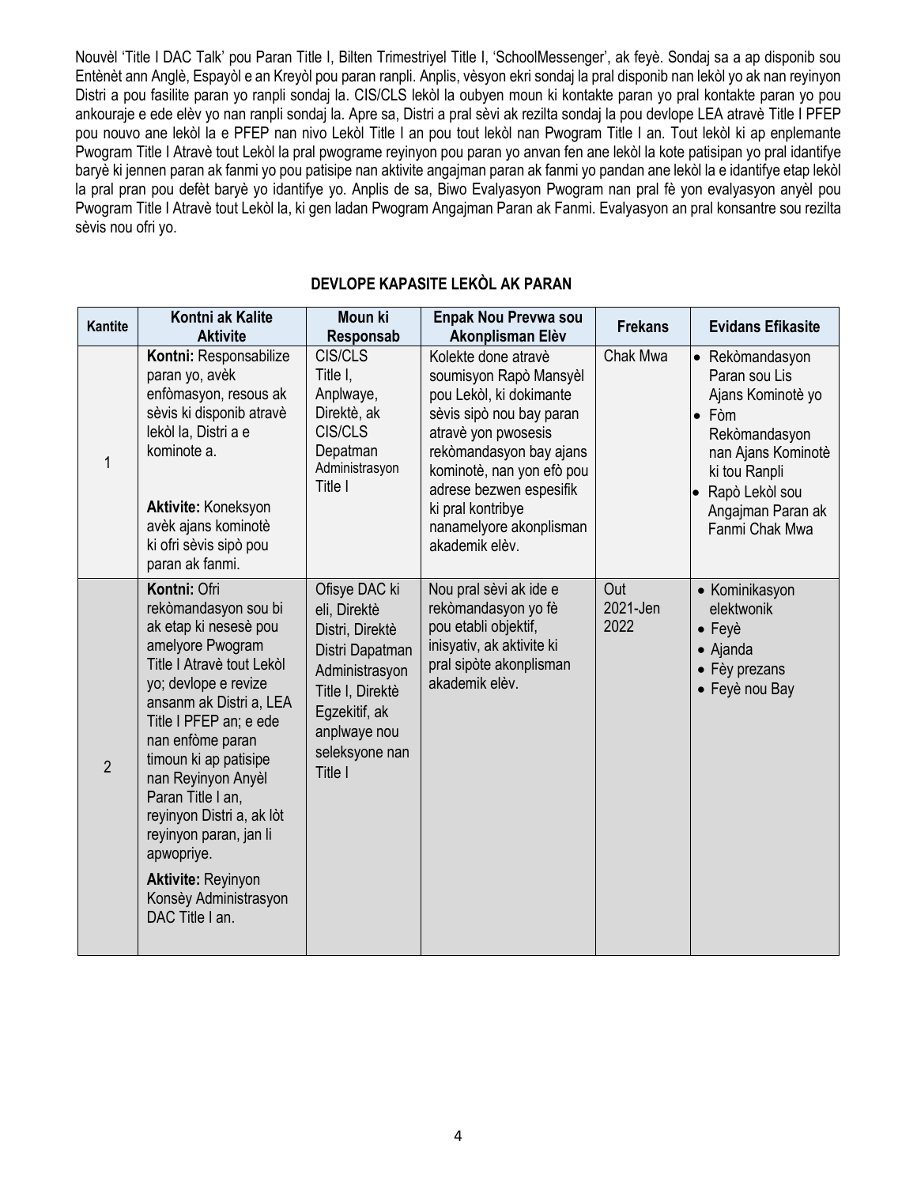Nouvèl 'Title I DAC Talk' pou Paran Title I, Bilten Trimestriyel Title I, 'SchoolMessenger', ak feyè. Sondaj sa a ap disponib sou Entènèt ann Anglè, Espayòl e an Kreyòl pou paran ranpli. Anplis, vèsyon ekri sondaj la pral disponib nan lekòl yo ak nan reyinyon Distri a pou fasilite paran yo ranpli sondaj la. CIS/CLS lekòl la oubyen moun ki kontakte paran yo pral kontakte paran yo pou ankouraje e ede elèv yo nan ranpli sondaj la. Apre sa, Distri a pral sèvi ak rezilta sondaj la pou devlope LEA atravè Title I PFEP pou nouvo ane lekòl la e PFEP nan nivo Lekòl Title I an pou tout lekòl nan Pwogram Title I an. Tout lekòl ki ap enplemante Pwogram Title I Atravè tout Lekòl la pral pwograme reyinyon pou paran yo anvan fen ane lekòl la kote patisipan yo pral idantifye baryè ki jennen paran ak fanmi yo pou patisipe nan aktivite angajman paran ak fanmi yo pandan ane lekòl la e idantifye etap lekòl la pral pran pou defèt baryè yo idantifye yo. Anplis de sa, Biwo Evalyasyon Pwogram nan pral fè yon evalyasyon anyèl pou Pwogram Title I Atravè tout Lekòl la, ki gen ladan Pwogram Angajman Paran ak Fanmi. Evalyasyon an pral konsantre sou rezilta sèvis nou ofri yo.

## DEVLOPE KAPASITE LEKÒL AK PARAN

| Kantite | Kontni ak Kalite Aktivite | Moun ki Responsab | Enpak Nou Prevwa sou Akonplisman Elèv | Frekans | Evidans Efikasite |
|---|---|---|---|---|---|
| 1 | **Kontni:** Responsabilize paran yo, avèk enfòmasyon, resous ak sèvis ki disponib atravè lekòl la, Distri a e kominote a.<br><br>**Aktivite:** Koneksyon avèk ajans kominotè ki ofri sèvis sipò pou paran ak fanmi. | CIS/CLS Title I, Anplwaye, Direktè, ak CIS/CLS Depatman Administrasyon Title I | Kolekte done atravè soumisyon Rapò Mansyèl pou Lekòl, ki dokimante sèvis sipò nou bay paran atravè yon pwosesis rekòmandasyon bay ajans kominotè, nan yon efò pou adrese bezwen espesifik ki pral kontribye nanamelyore akonplisman akademik elèv. | Chak Mwa | • Rekòmandasyon Paran sou Lis Ajans Kominotè yo<br>• Fòm Rekòmandasyon nan Ajans Kominotè ki tou Ranpli<br>• Rapò Lekòl sou Angajman Paran ak Fanmi Chak Mwa |
| 2 | **Kontni:** Ofri rekòmandasyon sou bi ak etap ki nesesè pou amelyore Pwogram Title I Atravè tout Lekòl yo; devlope e revize ansanm ak Distri a, LEA Title I PFEP an; e ede nan enfòme paran timoun ki ap patisipe nan Reyinyon Anyèl Paran Title I an, reyinyon Distri a, ak lòt reyinyon paran, jan li apwopriye.<br><br>**Aktivite:** Reyinyon Konsèy Administrasyon DAC Title I an. | Ofisye DAC ki eli, Direktè Distri, Direktè Distri Dapatman Administrasyon Title I, Direktè Egzekitif, ak anplwaye nou seleksyone nan Title I | Nou pral sèvi ak ide e rekòmandasyon yo fè pou etabli objektif, inisyativ, ak aktivite ki pral sipòte akonplisman akademik elèv. | Out 2021-Jen 2022 | • Kominikasyon elektwonik<br>• Feyè<br>• Ajanda<br>• Fèy prezans<br>• Feyè nou Bay |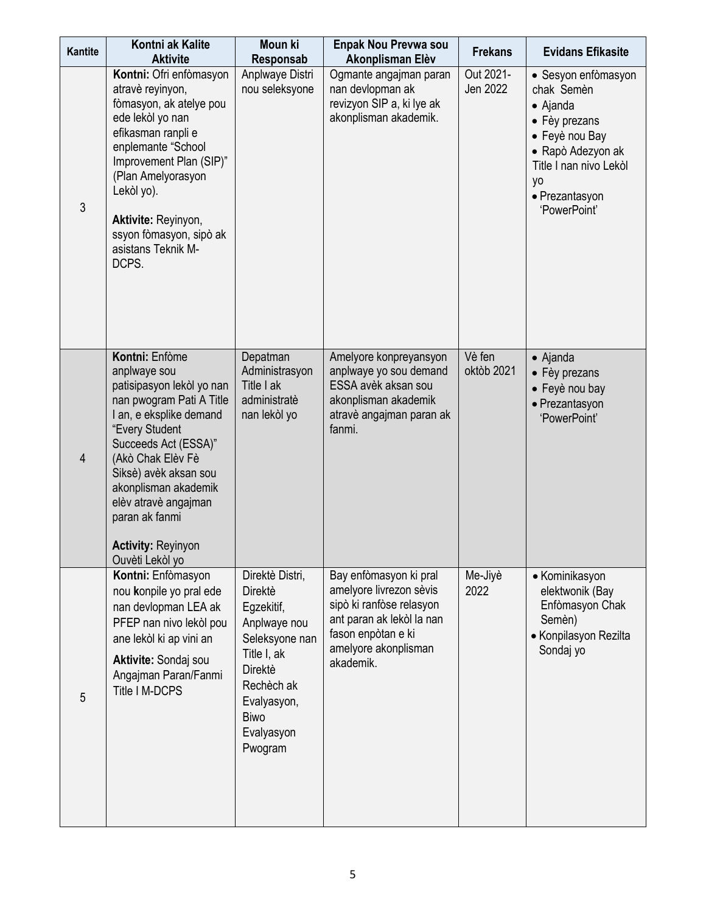| Kantite | Kontni ak Kalite Aktivite | Moun ki Responsab | Enpak Nou Prevwa sou Akonplisman Elèv | Frekans | Evidans Efikasite |
|---|---|---|---|---|---|
| 3 | **Kontni:** Ofri enfòmasyon atravè reyinyon, fòmasyon, ak atelye pou ede lekòl yo nan efikasman ranpli e enplemante "School Improvement Plan (SIP)" (Plan Amelyorasyon Lekòl yo).<br><br>**Aktivite:** Reyinyon, ssyon fòmasyon, sipò ak asistans Teknik M-DCPS. | Anplwaye Distri nou seleksyone | Ogmante angajman paran nan devlopman ak revizyon SIP a, ki lye ak akonplisman akademik. | Out 2021-Jen 2022 | • Sesyon enfòmasyon chak Semèn<br>• Ajanda<br>• Fèy prezans<br>• Feyè nou Bay<br>• Rapò Adezyon ak Title I nan nivo Lekòl yo<br>• Prezantasyon 'PowerPoint' |
| 4 | **Kontni:** Enfòme anplwaye sou patisipasyon lekòl yo nan nan pwogram Pati A Title I an, e eksplike demand "Every Student Succeeds Act (ESSA)" (Akò Chak Elèv Fè Siksè) avèk aksan sou akonplisman akademik elèv atravè angajman paran ak fanmi<br><br>**Activity:** Reyinyon Ouvèti Lekòl yo | Depatman Administrasyon Title I ak administratè nan lekòl yo | Amelyore konpreyansyon anplwaye yo sou demand ESSA avèk aksan sou akonplisman akademik atravè angajman paran ak fanmi. | Vè fen oktòb 2021 | • Ajanda<br>• Fèy prezans<br>• Feyè nou bay<br>• Prezantasyon 'PowerPoint' |
| 5 | **Kontni:** Enfòmasyon nou **k**onpile yo pral ede nan devlopman LEA ak PFEP nan nivo lekòl pou ane lekòl ki ap vini an<br><br>**Aktivite:** Sondaj sou Angajman Paran/Fanmi Title I M-DCPS | Direktè Distri, Direktè Egzekitif, Anplwaye nou Seleksyone nan Title I, ak Direktè Rechèch ak Evalyasyon, Biwo Evalyasyon Pwogram | Bay enfòmasyon ki pral amelyore livrezon sèvis sipò ki ranfòse relasyon ant paran ak lekòl la nan fason enpòtan e ki amelyore akonplisman akademik. | Me-Jiyè 2022 | • Kominikasyon elektwonik (Bay Enfòmasyon Chak Semèn)<br>• Konpilasyon Rezilta Sondaj yo |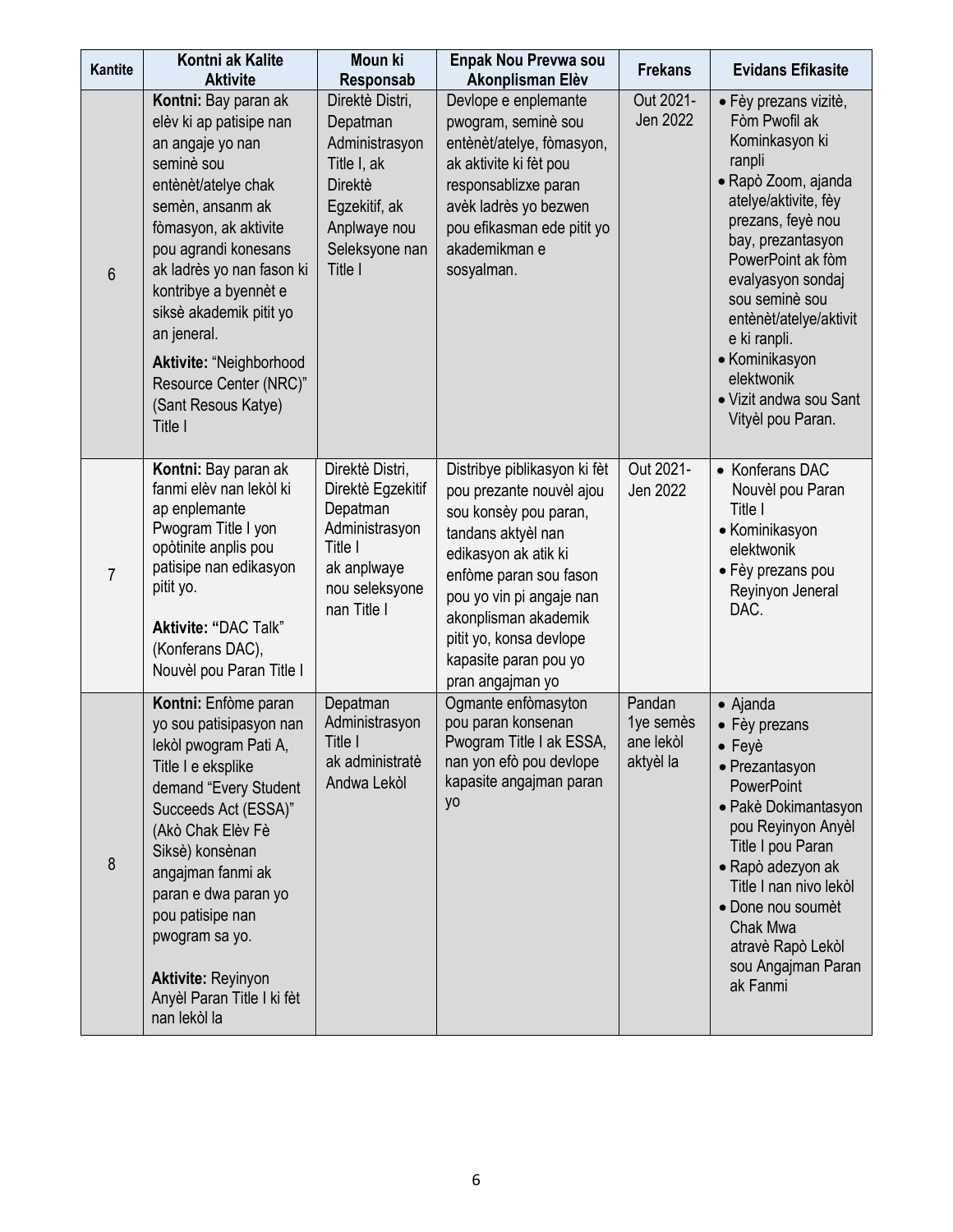| Kantite | Kontni ak Kalite Aktivite | Moun ki Responsab | Enpak Nou Prevwa sou Akonplisman Elèv | Frekans | Evidans Efikasite |
|---|---|---|---|---|---|
| 6 | **Kontni:** Bay paran ak elèv ki ap patisipe nan an angaje yo nan seminè sou entènèt/atelye chak semèn, ansanm ak fòmasyon, ak aktivite pou agrandi konesans ak ladrès yo nan fason ki kontribye a byennèt e siksè akademik pitit yo an jeneral.<br><br>**Aktivite:** "Neighborhood Resource Center (NRC)" (Sant Resous Katye) Title I | Direktè Distri, Depatman Administrasyon Title I, ak Direktè Egzekitif, ak Anplwaye nou Seleksyone nan Title I | Devlope e enplemante pwogram, seminè sou entènèt/atelye, fòmasyon, ak aktivite ki fèt pou responsablizxe paran avèk ladrès yo bezwen pou efikasman ede pitit yo akademikman e sosyalman. | Out 2021-Jen 2022 | • Fèy prezans vizitè, Fòm Pwofil ak Kominkasyon ki ranpli<br>• Rapò Zoom, ajanda atelye/aktivite, fèy prezans, feyè nou bay, prezantasyon PowerPoint ak fòm evalyasyon sondaj sou seminè sou entènèt/atelye/aktivite ki ranpli.<br>• Kominikasyon elektwonik<br>• Vizit andwa sou Sant Vityèl pou Paran. |
| 7 | **Kontni:** Bay paran ak fanmi elèv nan lekòl ki ap enplemante Pwogram Title I yon opòtinite anplis pou patisipe nan edikasyon pitit yo.<br><br>**Aktivite: "**DAC Talk" (Konferans DAC), Nouvèl pou Paran Title I | Direktè Distri, Direktè Egzekitif Depatman Administrasyon Title I ak anplwaye nou seleksyone nan Title I | Distribye piblikasyon ki fèt pou prezante nouvèl ajou sou konsèy pou paran, tandans aktyèl nan edikasyon ak atik ki enfòme paran sou fason pou yo vin pi angaje nan akonplisman akademik pitit yo, konsa devlope kapasite paran pou yo pran angajman yo | Out 2021-Jen 2022 | • Konferans DAC Nouvèl pou Paran Title I<br>• Kominikasyon elektwonik<br>• Fèy prezans pou Reyinyon Jeneral DAC. |
| 8 | **Kontni:** Enfòme paran yo sou patisipasyon nan lekòl pwogram Pati A, Title I e eksplike demand "Every Student Succeeds Act (ESSA)" (Akò Chak Elèv Fè Siksè) konsènan angajman fanmi ak paran e dwa paran yo pou patisipe nan pwogram sa yo.<br><br>**Aktivite:** Reyinyon Anyèl Paran Title I ki fèt nan lekòl la | Depatman Administrasyon Title I ak administratè Andwa Lekòl | Ogmante enfòmasyon pou paran konsenan Pwogram Title I ak ESSA, nan yon efò pou devlope kapasite angajman paran yo | Pandan 1ye semès ane lekòl aktyèl la | • Ajanda<br>• Fèy prezans<br>• Feyè<br>• Prezantasyon PowerPoint<br>• Pakè Dokimantasyon pou Reyinyon Anyèl Title I pou Paran<br>• Rapò adezyon ak Title I nan nivo lekòl<br>• Done nou soumèt Chak Mwa atravè Rapò Lekòl sou Angajman Paran ak Fanmi |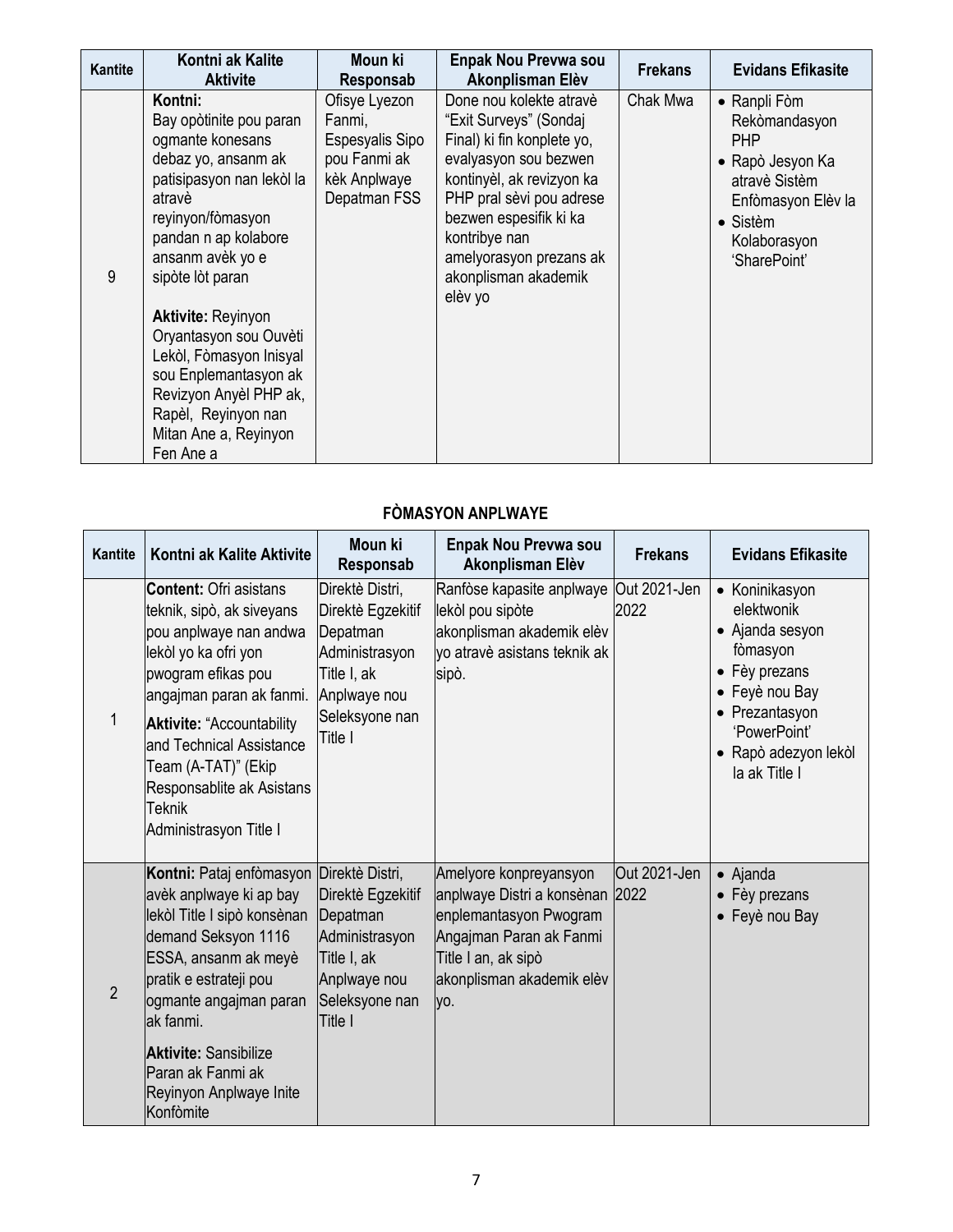| Kantite | Kontni ak Kalite Aktivite | Moun ki Responsab | Enpak Nou Prevwa sou Akonplisman Elèv | Frekans | Evidans Efikasite |
|---|---|---|---|---|---|
| 9 | **Kontni:** Bay opòtinite pou paran ogmante konesans debaz yo, ansanm ak patisipasyon nan lekòl la atravè reyinyon/fòmasyon pandan n ap kolabore ansanm avèk yo e sipòte lòt paran<br><br>**Aktivite:** Reyinyon Oryantasyon sou Ouvèti Lekòl, Fòmasyon Inisyal sou Enplemantasyon ak Revizyon Anyèl PHP ak, Rapèl, Reyinyon nan Mitan Ane a, Reyinyon Fen Ane a | Ofisye Lyezon Fanmi, Espesyalis Sipo pou Fanmi ak kèk Anplwaye Depatman FSS | Done nou kolekte atravè "Exit Surveys" (Sondaj Final) ki fin konplete yo, evalyasyon sou bezwen kontinyèl, ak revizyon ka PHP pral sèvi pou adrese bezwen espesifik ki ka kontribye nan amelyorasyon prezans ak akonplisman akademik elèv yo | Chak Mwa | • Ranpli Fòm Rekòmandasyon PHP<br>• Rapò Jesyon Ka atravè Sistèm Enfòmasyon Elèv la<br>• Sistèm Kolaborasyon 'SharePoint' |

**FÒMASYON ANPLWAYE**

| Kantite | Kontni ak Kalite Aktivite | Moun ki Responsab | Enpak Nou Prevwa sou Akonplisman Elèv | Frekans | Evidans Efikasite |
|---|---|---|---|---|---|
| 1 | **Content:** Ofri asistans teknik, sipò, ak siveyans pou anplwaye nan andwa lekòl yo ka ofri yon pwogram efikas pou angajman paran ak fanmi.<br><br>**Aktivite:** "Accountability and Technical Assistance Team (A-TAT)" (Ekip Responsablite ak Asistans Teknik Administrasyon Title I | Direktè Distri, Direktè Egzekitif Depatman Administrasyon Title I, ak Anplwaye nou Seleksyone nan Title I | Ranfòse kapasite anplwaye lekòl pou sipòte akonplisman akademik elèv yo atravè asistans teknik ak sipò. | Out 2021-Jen 2022 | • Koninikasyon elektwonik<br>• Ajanda sesyon fòmasyon<br>• Fèy prezans<br>• Feyè nou Bay<br>• Prezantasyon 'PowerPoint'<br>• Rapò adezyon lekòl la ak Title I |
| 2 | **Kontni:** Pataj enfòmasyon avèk anplwaye ki ap bay lekòl Title I sipò konsènan demand Seksyon 1116 ESSA, ansanm ak meyè pratik e estrateji pou ogmante angajman paran ak fanmi.<br><br>**Aktivite:** Sansibilize Paran ak Fanmi ak Reyinyon Anplwaye Inite Konfòmite | Direktè Distri, Direktè Egzekitif Depatman Administrasyon Title I, ak Anplwaye nou Seleksyone nan Title I | Amelyore konpreyansyon anplwaye Distri a konsènan enplemantasyon Pwogram Angajman Paran ak Fanmi Title I an, ak sipò akonplisman akademik elèv yo. | Out 2021-Jen 2022 | • Ajanda<br>• Fèy prezans<br>• Feyè nou Bay |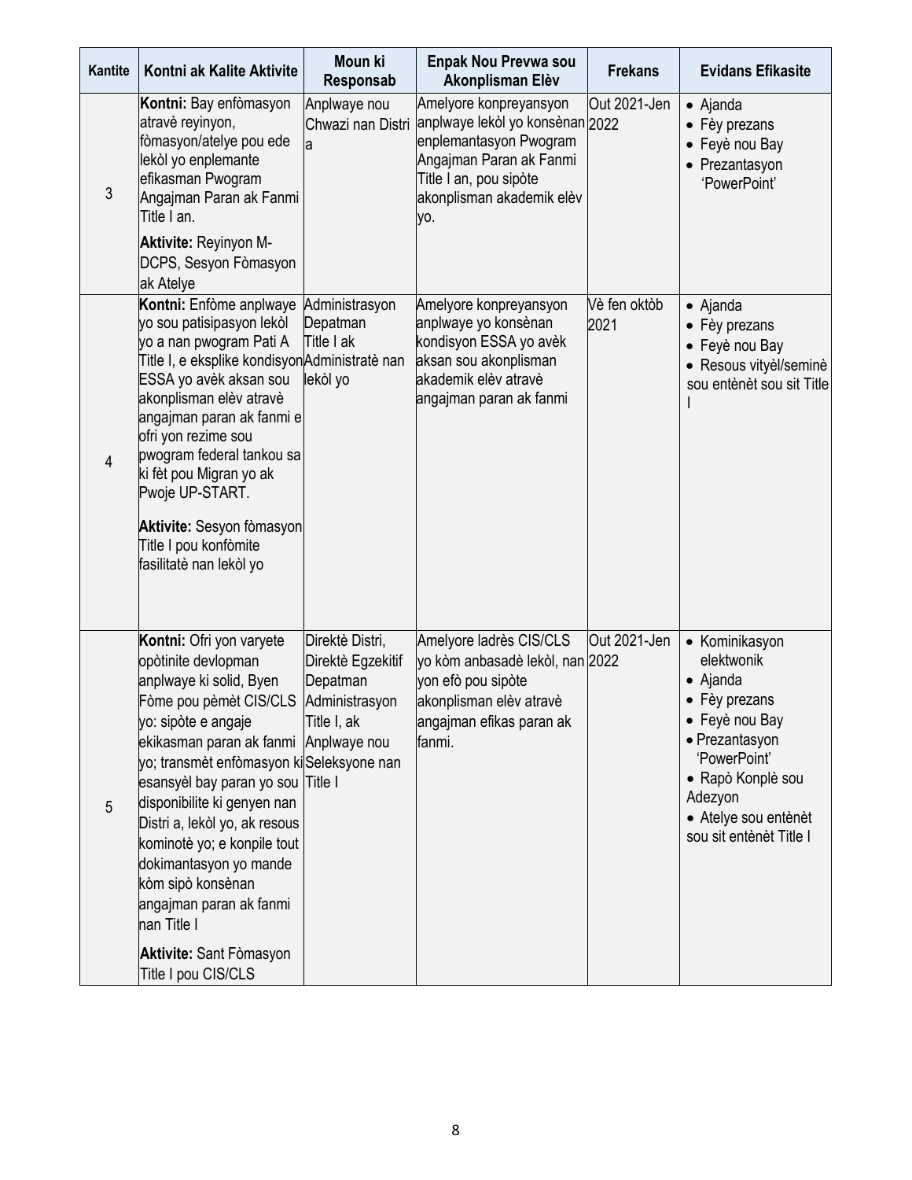| Kantite | Kontni ak Kalite Aktivite | Moun ki Responsab | Enpak Nou Prevwa sou Akonplisman Elèv | Frekans | Evidans Efikasite |
|---|---|---|---|---|---|
| 3 | **Kontni:** Bay enfòmasyon atravè reyinyon, fòmasyon/atelye pou ede lekòl yo enplemante efikasman Pwogram Angajman Paran ak Fanmi Title I an.<br><br>**Aktivite:** Reyinyon M-DCPS, Sesyon Fòmasyon ak Atelye | Anplwaye nou Chwazi nan Distri a | Amelyore konpreyansyon anplwaye lekòl yo konsènan enplemantasyon Pwogram Angajman Paran ak Fanmi Title I an, pou sipòte akonplisman akademik elèv yo. | Out 2021-Jen 2022 | • Ajanda<br>• Fèy prezans<br>• Feyè nou Bay<br>• Prezantasyon 'PowerPoint' |
| 4 | **Kontni:** Enfòme anplwaye yo sou patisipasyon lekòl yo a nan pwogram Pati A Title I, e eksplike kondisyon ESSA yo avèk aksan sou akonplisman elèv atravè angajman paran ak fanmi e ofri yon rezime sou pwogram federal tankou sa ki fèt pou Migran yo ak Pwoje UP-START.<br><br>**Aktivite:** Sesyon fòmasyon Title I pou konfòmite fasilitatè nan lekòl yo | Administrasyon Depatman Title I ak Administratè nan lekòl yo | Amelyore konpreyansyon anplwaye yo konsènan kondisyon ESSA yo avèk aksan sou akonplisman akademik elèv atravè angajman paran ak fanmi | Vè fen oktòb 2021 | • Ajanda<br>• Fèy prezans<br>• Feyè nou Bay<br>• Resous vityèl/seminè sou entènèt sou sit Title I |
| 5 | **Kontni:** Ofri yon varyete opòtinite devlopman anplwaye ki solid, Byen Fòme pou pèmèt CIS/CLS yo: sipòte e angaje ekikasman paran ak fanmi yo; transmèt enfòmasyon ki esansyèl bay paran yo sou disponibilite ki genyen nan Distri a, lekòl yo, ak resous kominotè yo; e konpile tout dokimantasyon yo mande kòm sipò konsènan angajman paran ak fanmi nan Title I<br><br>**Aktivite:** Sant Fòmasyon Title I pou CIS/CLS | Direktè Distri, Direktè Egzekitif Depatman Administrasyon Title I, ak Anplwaye nou Seleksyone nan Title I | Amelyore ladrès CIS/CLS yo kòm anbasadè lekòl, nan yon efò pou sipòte akonplisman elèv atravè angajman efikas paran ak fanmi. | Out 2021-Jen 2022 | • Kominikasyon elektwonik<br>• Ajanda<br>• Fèy prezans<br>• Feyè nou Bay<br>• Prezantasyon 'PowerPoint'<br>• Rapò Konplè sou Adezyon<br>• Atelye sou entènèt sou sit entènèt Title I |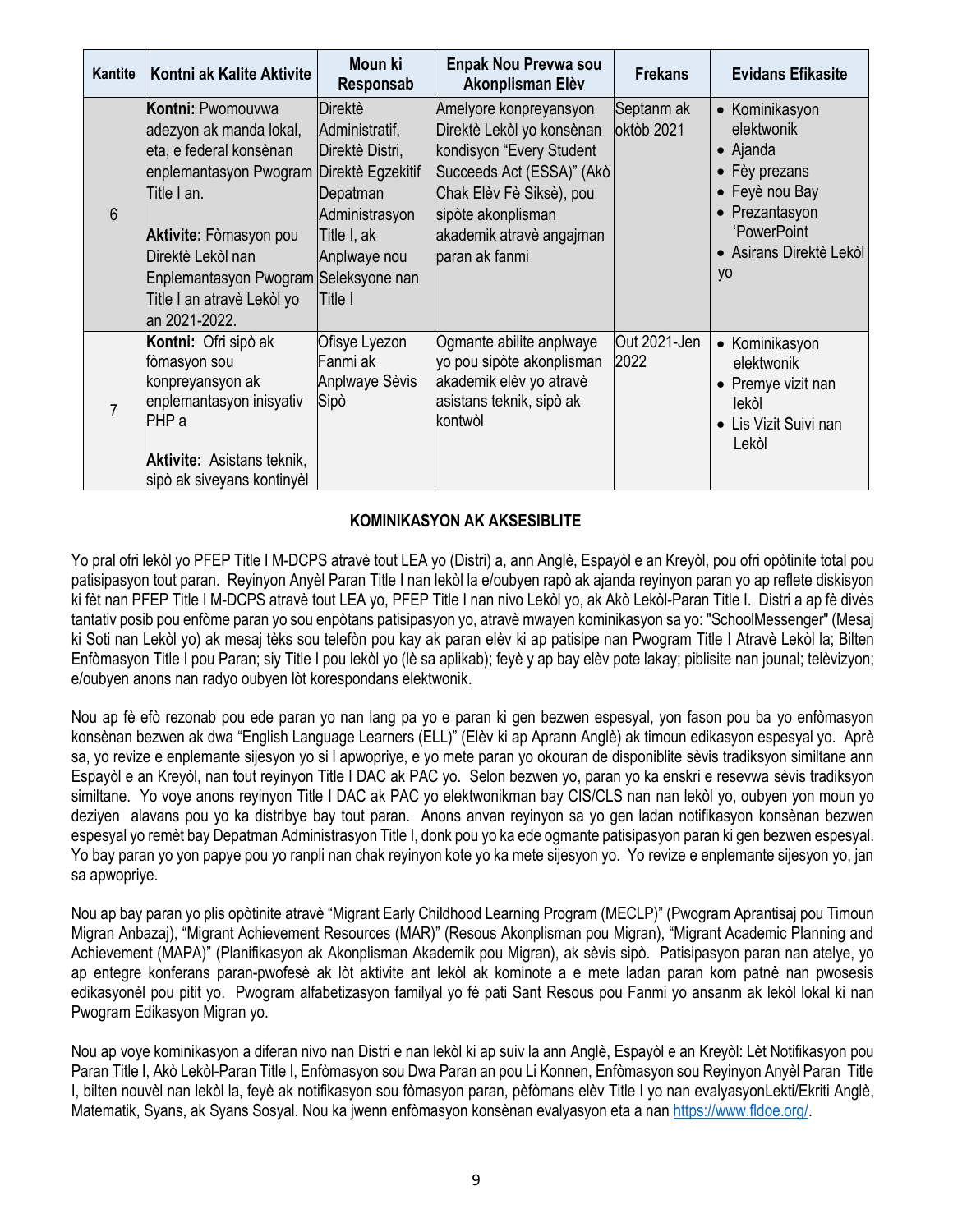| Kantite | Kontni ak Kalite Aktivite | Moun ki Responsab | Enpak Nou Prevwa sou Akonplisman Elèv | Frekans | Evidans Efikasite |
|---|---|---|---|---|---|
| 6 | **Kontni:** Pwomouvwa adezyon ak manda lokal, eta, e federal konsènan enplemantasyon Pwogram Title I an.<br><br>**Aktivite:** Fòmasyon pou Direktè Lekòl nan Enplemantasyon Pwogram Title I an atravè Lekòl yo an 2021-2022. | Direktè Administratif, Direktè Distri, Direktè Egzekitif Depatman Administrasyon Title I, ak Anplwaye nou Seleksyone nan Title I | Amelyore konpreyansyon Direktè Lekòl yo konsènan kondisyon "Every Student Succeeds Act (ESSA)" (Akò Chak Elèv Fè Siksè), pou sipòte akonplisman akademik atravè angajman paran ak fanmi | Septanm ak oktòb 2021 | • Kominikasyon elektwonik<br>• Ajanda<br>• Fèy prezans<br>• Feyè nou Bay<br>• Prezantasyon 'PowerPoint<br>• Asirans Direktè Lekòl yo |
| 7 | **Kontni:** Ofri sipò ak fòmasyon sou konpreyansyon ak enplemantasyon inisyativ PHP a<br><br>**Aktivite:** Asistans teknik, sipò ak siveyans kontinyèl | Ofisye Lyezon Fanmi ak Anplwaye Sèvis Sipò | Ogmante abilite anplwaye yo pou sipòte akonplisman akademik elèv yo atravè asistans teknik, sipò ak kontwòl | Out 2021-Jen 2022 | • Kominikasyon elektwonik<br>• Premye vizit nan lekòl<br>• Lis Vizit Suivi nan Lekòl |

## KOMINIKASYON AK AKSESIBLITE

Yo pral ofri lekòl yo PFEP Title I M-DCPS atravè tout LEA yo (Distri) a, ann Anglè, Espayòl e an Kreyòl, pou ofri opòtinite total pou patisipasyon tout paran. Reyinyon Anyèl Paran Title I nan lekòl la e/oubyen rapò ak ajanda reyinyon paran yo ap reflete diskisyon ki fèt nan PFEP Title I M-DCPS atravè tout LEA yo, PFEP Title I nan nivo Lekòl yo, ak Akò Lekòl-Paran Title I. Distri a ap fè divès tantativ posib pou enfòme paran yo sou enpòtans patisipasyon yo, atravè mwayen kominikasyon sa yo: "SchoolMessenger" (Mesaj ki Soti nan Lekòl yo) ak mesaj tèks sou telefòn pou kay ak paran elèv ki ap patisipe nan Pwogram Title I Atravè Lekòl la; Bilten Enfòmasyon Title I pou Paran; siy Title I pou lekòl yo (lè sa aplikab); feyè y ap bay elèv pote lakay; piblisite nan jounal; televizyon; e/oubyen anons nan radyo oubyen lòt korespondans elektwonik.

Nou ap fè efò rezonab pou ede paran yo nan lang pa yo e paran ki gen bezwen espesyal, yon fason pou ba yo enfòmasyon konsènan bezwen ak dwa "English Language Learners (ELL)" (Elèv ki ap Aprann Anglè) ak timoun edikasyon espesyal yo. Aprè sa, yo revize e enplemante sijesyon yo si l apwopriye, e yo mete paran yo okouran de disponiblite sèvis tradiksyon similtane ann Espayòl e an Kreyòl, nan tout reyinyon Title I DAC ak PAC yo. Selon bezwen yo, paran yo ka enskri e resevwa sèvis tradiksyon similtane. Yo voye anons reyinyon Title I DAC ak PAC yo elektwonikman bay CIS/CLS nan nan lekòl yo, oubyen yon moun yo deziyen alavans pou yo ka distribye bay tout paran. Anons anvan reyinyon sa yo gen ladan notifikasyon konsènan bezwen espesyal yo remèt bay Depatman Administrasyon Title I, donk pou yo ka ede ogmante patisipasyon paran ki gen bezwen espesyal. Yo bay paran yo yon papye pou yo ranpli nan chak reyinyon kote yo ka mete sijesyon yo. Yo revize e enplemante sijesyon yo, jan sa apwopriye.

Nou ap bay paran yo plis opòtinite atravè "Migrant Early Childhood Learning Program (MECLP)" (Pwogram Aprantisaj pou Timoun Migran Anbazaj), "Migrant Achievement Resources (MAR)" (Resous Akonplisman pou Migran), "Migrant Academic Planning and Achievement (MAPA)" (Planifikasyon ak Akonplisman Akademik pou Migran), ak sèvis sipò. Patisipasyon paran nan atelye, yo ap entegre konferans paran-pwofesè ak lòt aktivite ant lekòl ak kominote a e mete ladan paran kom patnè nan pwosesis edikasyonèl pou pitit yo. Pwogram alfabetizasyon familyal yo fè pati Sant Resous pou Fanmi yo ansanm ak lekòl lokal ki nan Pwogram Edikasyon Migran yo.

Nou ap voye kominikasyon a diferan nivo nan Distri e nan lekòl ki ap suiv la ann Anglè, Espayòl e an Kreyòl: Lèt Notifikasyon pou Paran Title I, Akò Lekòl-Paran Title I, Enfòmasyon sou Dwa Paran an pou Li Konnen, Enfòmasyon sou Reyinyon Anyèl Paran Title I, bilten nouvèl nan lekòl la, feyè ak notifikasyon sou fòmasyon paran, pèfòmans elèv Title I yo nan evalyasyonLekti/Ekriti Anglè, Matematik, Syans, ak Syans Sosyal. Nou ka jwenn enfòmasyon konsènan evalyasyon eta a nan https://www.fldoe.org/.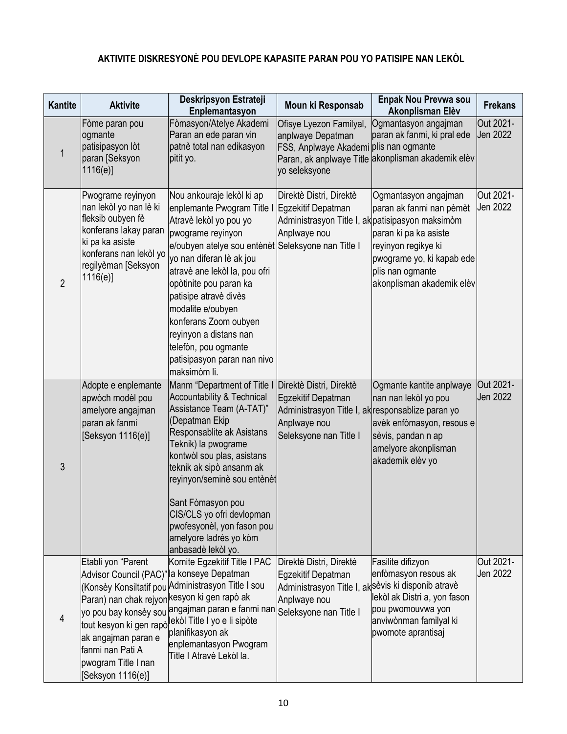**AKTIVITE DISKRESYONÈ POU DEVLOPE KAPASITE PARAN POU YO PATISIPE NAN LEKÒL**

| Kantite | Aktivite | Deskripsyon Estrateji Enplemantasyon | Moun ki Responsab | Enpak Nou Prevwa sou Akonplisman Elèv | Frekans |
|---|---|---|---|---|---|
| 1 | Fòme paran pou ogmante patisipasyon lòt paran [Seksyon 1116(e)] | Fòmasyon/Atelye Akademi Paran an ede paran vin patnè total nan edikasyon pitit yo. | Ofisye Lyezon Familyal, anplwaye Depatman FSS, Anplwaye Akademi Paran, ak anplwaye Title yo seleksyone | Ogmantasyon angajman paran ak fanmi, ki pral ede plis nan ogmante akonplisman akademik elèv | Out 2021-Jen 2022 |
| 2 | Pwograme reyinyon nan lekòl yo nan lè ki fleksib oubyen fè konferans lakay paran ki pa ka asiste konferans nan lekòl yo regilyèman [Seksyon 1116(e)] | Nou ankouraje lekòl ki ap enplemante Pwogram Title I Atravè lekòl yo pou yo pwograme reyinyon e/oubyen atelye sou entènèt yo nan diferan lè ak jou atravè ane lekòl la, pou ofri opòtinite pou paran ka patisipe atravè divès modalite e/oubyen konferans Zoom oubyen reyinyon a distans nan telefòn, pou ogmante patisipasyon paran nan nivo maksimòm li. | Direktè Distri, Direktè Egzekitif Depatman Administrasyon Title I, ak Anplwaye nou Seleksyone nan Title I | Ogmantasyon angajman paran ak fanmi nan pèmèt patisipasyon maksimòm paran ki pa ka asiste reyinyon regikye ki pwograme yo, ki kapab ede plis nan ogmante akonplisman akademik elèv | Out 2021-Jen 2022 |
| 3 | Adopte e enplemante apwòch modèl pou amelyore angajman paran ak fanmi [Seksyon 1116(e)] | Manm "Department of Title I Accountability & Technical Assistance Team (A-TAT)" (Depatman Ekip Responsablite ak Asistans Teknik) la pwograme kontwòl sou plas, asistans teknik ak sipò ansanm ak reyinyon/seminè sou entènèt<br><br>Sant Fòmasyon pou CIS/CLS yo ofri devlopman pwofesyonèl, yon fason pou amelyore ladrès yo kòm anbasadè lekòl yo. | Direktè Distri, Direktè Egzekitif Depatman Administrasyon Title I, ak Anplwaye nou Seleksyone nan Title I | Ogmante kantite anplwaye nan nan lekòl yo pou responsablize paran yo avèk enfòmasyon, resous e sèvis, pandan n ap amelyore akonplisman akademik elèv yo | Out 2021-Jen 2022 |
| 4 | Etabli yon "Parent Advisor Council (PAC)" (Konsèy Konsiltatif pou Paran) nan chak rejyon yo pou bay konsèy sou tout kesyon ki gen rapò ak angajman paran e fanmi nan Pati A pwogram Title I nan [Seksyon 1116(e)] | Komite Egzekitif Title I PAC la konseye Depatman Administrasyon Title I sou kesyon ki gen rapò ak angajman paran e fanmi nan lekòl Title I yo e li sipòte planifikasyon ak enplemantasyon Pwogram Title I Atravè Lekòl la. | Direktè Distri, Direktè Egzekitif Depatman Administrasyon Title I, ak Anplwaye nou Seleksyone nan Title I | Fasilite difizyon enfòmasyon resous ak sèvis ki disponib atravè lekòl ak Distri a, yon fason pou pwomouvwa yon anviwònman familyal ki pwomote aprantisaj | Out 2021-Jen 2022 |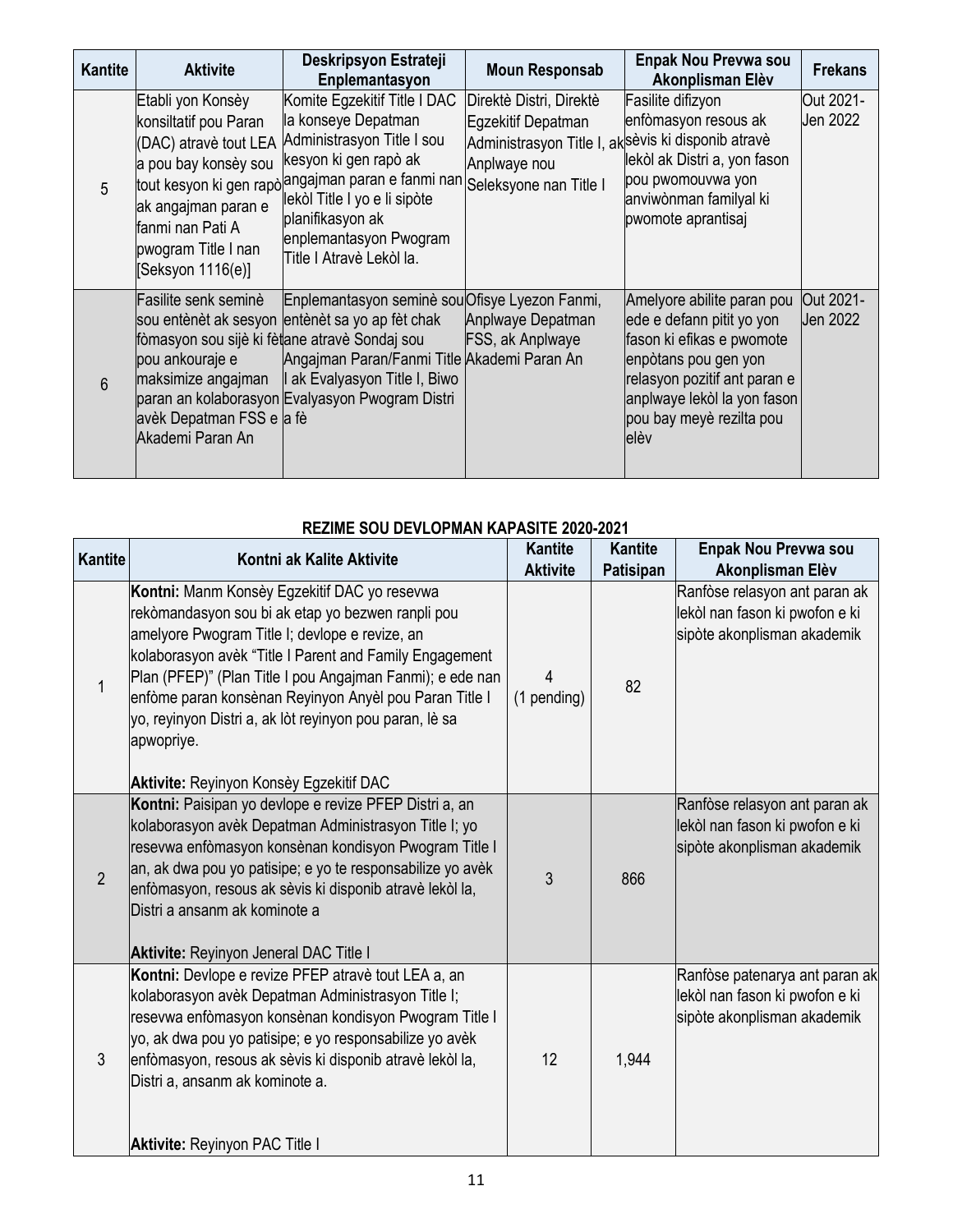| Kantite | Aktivite | Deskripsyon Estrateji Enplemantasyon | Moun Responsab | Enpak Nou Prevwa sou Akonplisman Elèv | Frekans |
|---|---|---|---|---|---|
| 5 | Etabli yon Konsèy konsiltatif pou Paran (DAC) atravè tout LEA a pou bay konsèy sou tout kesyon ki gen rapò ak angajman paran e fanmi nan Pati A pwogram Title I nan [Seksyon 1116(e)] | Komite Egzekitif Title I DAC la konseye Depatman Administrasyon Title I sou kesyon ki gen rapò ak angajman paran e fanmi nan lekòl Title I yo e li sipòte planifikasyon ak enplemantasyon Pwogram Title I Atravè Lekòl la. | Direktè Distri, Direktè Egzekitif Depatman Administrasyon Title I, ak Anplwaye nou Seleksyone nan Title I | Fasilite difizyon enfòmasyon resous ak sèvis ki disponib atravè lekòl ak Distri a, yon fason pou pwomouvwa yon anviwònman familyal ki pwomote aprantisaj | Out 2021-Jen 2022 |
| 6 | Fasilite senk seminè sou entènèt ak sesyon fòmasyon sou sijè ki fèt pou ankouraje e maksimize angajman paran an kolaborasyon avèk Depatman FSS e Akademi Paran An | Enplemantasyon seminè sou entènèt sa yo ap fèt chak ane atravè Sondaj sou Angajman Paran/Fanmi Title I ak Evalyasyon Title I, Biwo Evalyasyon Pwogram Distri a fè | Ofisye Lyezon Fanmi, Anplwaye Depatman FSS, ak Anplwaye Akademi Paran An | Amelyore abilite paran pou ede e defann pitit yo yon fason ki efikas e pwomote enpòtans pou gen yon relasyon pozitif ant paran e anplwaye lekòl la yon fason pou bay meyè rezilta pou elèv | Out 2021-Jen 2022 |

## REZIME SOU DEVLOPMAN KAPASITE 2020-2021

| Kantite | Kontni ak Kalite Aktivite | Kantite Aktivite | Kantite Patisipan | Enpak Nou Prevwa sou Akonplisman Elèv |
|---|---|---|---|---|
| 1 | **Kontni:** Manm Konsèy Egzekitif DAC yo resevwa rekòmandasyon sou bi ak etap yo bezwen ranpli pou amelyore Pwogram Title I; devlope e revize, an kolaborasyon avèk "Title I Parent and Family Engagement Plan (PFEP)" (Plan Title I pou Angajman Fanmi); e ede nan enfòme paran konsènan Reyinyon Anyèl pou Paran Title I yo, reyinyon Distri a, ak lòt reyinyon pou paran, lè sa apwopriye.<br><br>**Aktivite:** Reyinyon Konsèy Egzekitif DAC | 4 (1 pending) | 82 | Ranfòse relasyon ant paran ak lekòl nan fason ki pwofon e ki sipòte akonplisman akademik |
| 2 | **Kontni:** Paisipan yo devlope e revize PFEP Distri a, an kolaborasyon avèk Depatman Administrasyon Title I; yo resevwa enfòmasyon konsènan kondisyon Pwogram Title I an, ak dwa pou yo patisipe; e yo te responsabilize yo avèk enfòmasyon, resous ak sèvis ki disponib atravè lekòl la, Distri a ansanm ak kominote a<br><br>**Aktivite:** Reyinyon Jeneral DAC Title I | 3 | 866 | Ranfòse relasyon ant paran ak lekòl nan fason ki pwofon e ki sipòte akonplisman akademik |
| 3 | **Kontni:** Devlope e revize PFEP atravè tout LEA a, an kolaborasyon avèk Depatman Administrasyon Title I; resevwa enfòmasyon konsènan kondisyon Pwogram Title I yo, ak dwa pou yo patisipe; e yo responsabilize yo avèk enfòmasyon, resous ak sèvis ki disponib atravè lekòl la, Distri a, ansanm ak kominote a.<br><br>**Aktivite:** Reyinyon PAC Title I | 12 | 1,944 | Ranfòse patenarya ant paran ak lekòl nan fason ki pwofon e ki sipòte akonplisman akademik |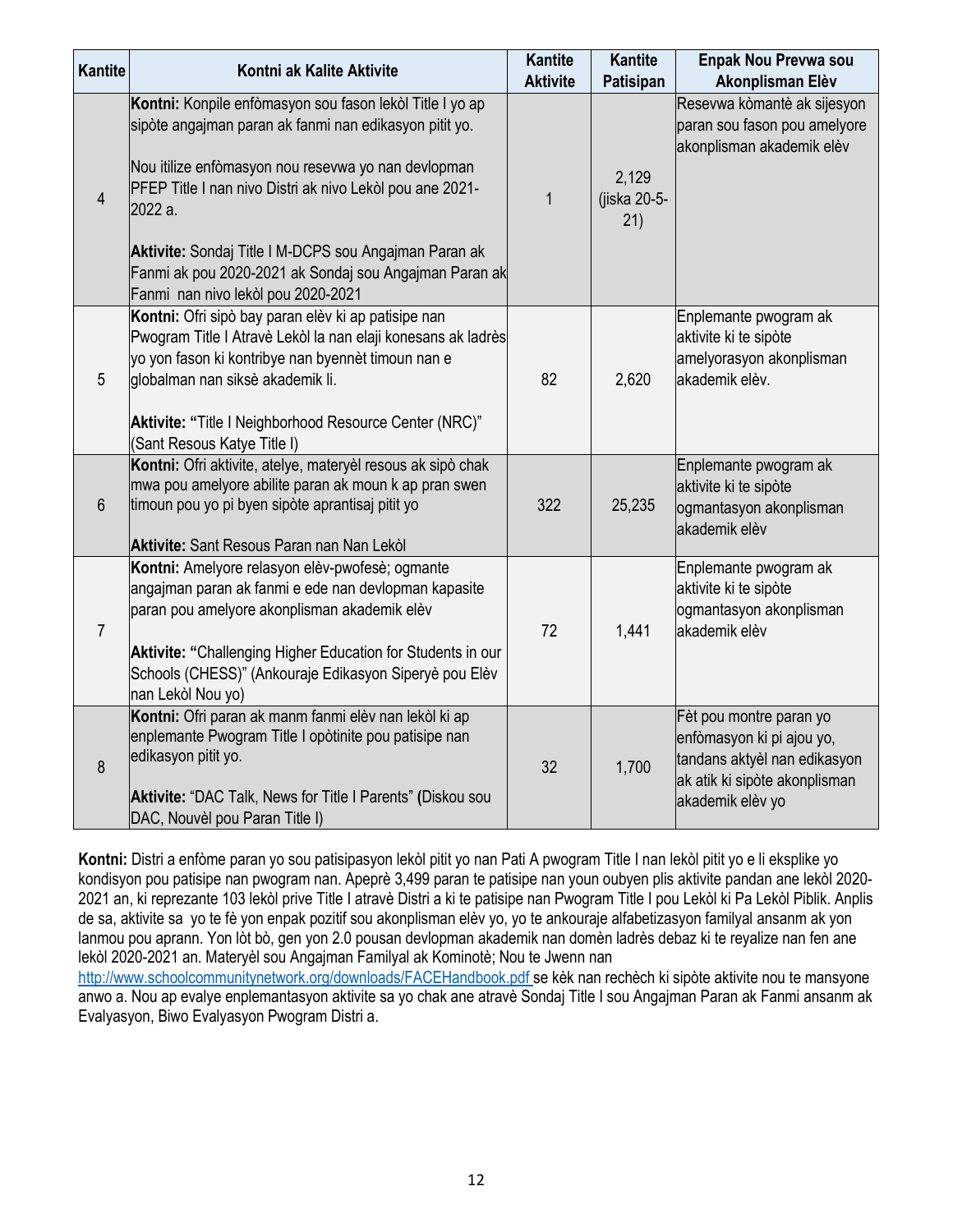| Kantite | Kontni ak Kalite Aktivite | Kantite Aktivite | Kantite Patisipan | Enpak Nou Prevwa sou Akonplisman Elèv |
|---|---|---|---|---|
| 4 | **Kontni:** Konpile enfòmasyon sou fason lekòl Title I yo ap sipòte angajman paran ak fanmi nan edikasyon pitit yo.<br><br>Nou itilize enfòmasyon nou resevwa yo nan devlopman PFEP Title I nan nivo Distri ak nivo Lekòl pou ane 2021-2022 a.<br><br>**Aktivite:** Sondaj Title I M-DCPS sou Angajman Paran ak Fanmi ak pou 2020-2021 ak Sondaj sou Angajman Paran ak Fanmi nan nivo lekòl pou 2020-2021 | 1 | 2,129 (jiska 20-5-21) | Resevwa kòmantè ak sijesyon paran sou fason pou amelyore akonplisman akademik elèv |
| 5 | **Kontni:** Ofri sipò bay paran elèv ki ap patisipe nan Pwogram Title I Atravè Lekòl la nan elaji konesans ak ladrès yo yon fason ki kontribye nan byennèt timoun nan e globalman nan siksè akademik li.<br><br>**Aktivite: "**Title I Neighborhood Resource Center (NRC)" (Sant Resous Katye Title I) | 82 | 2,620 | Enplemante pwogram ak aktivite ki te sipòte amelyorasyon akonplisman akademik elèv. |
| 6 | **Kontni:** Ofri aktivite, atelye, materyèl resous ak sipò chak mwa pou amelyore abilite paran ak moun k ap pran swen timoun pou yo pi byen sipòte aprantisaj pitit yo<br><br>**Aktivite:** Sant Resous Paran nan Nan Lekòl | 322 | 25,235 | Enplemante pwogram ak aktivite ki te sipòte ogmantasyon akonplisman akademik elèv |
| 7 | **Kontni:** Amelyore relasyon elèv-pwofesè; ogmante angajman paran ak fanmi e ede nan devlopman kapasite paran pou amelyore akonplisman akademik elèv<br><br>**Aktivite: "**Challenging Higher Education for Students in our Schools (CHESS)" (Ankouraje Edikasyon Siperyè pou Elèv nan Lekòl Nou yo) | 72 | 1,441 | Enplemante pwogram ak aktivite ki te sipòte ogmantasyon akonplisman akademik elèv |
| 8 | **Kontni:** Ofri paran ak manm fanmi elèv nan lekòl ki ap enplemante Pwogram Title I opòtinite pou patisipe nan edikasyon pitit yo.<br><br>**Aktivite:** "DAC Talk, News for Title I Parents" **(**Diskou sou DAC, Nouvèl pou Paran Title I) | 32 | 1,700 | Fèt pou montre paran yo enfòmasyon ki pi ajou yo, tandans aktyèl nan edikasyon ak atik ki sipòte akonplisman akademik elèv yo |

**Kontni:** Distri a enfòme paran yo sou patisipasyon lekòl pitit yo nan Pati A pwogram Title I nan lekòl pitit yo e li eksplike yo kondisyon pou patisipe nan pwogram nan. Apeprè 3,499 paran te patisipe nan youn oubyen plis aktivite pandan ane lekòl 2020-2021 an, ki reprezante 103 lekòl prive Title I atravè Distri a ki te patisipe nan Pwogram Title I pou Lekòl ki Pa Lekòl Piblik. Anplis de sa, aktivite sa yo te fè yon enpak pozitif sou akonplisman elèv yo, yo te ankouraje alfabetizasyon familyal ansanm ak yon lanmou pou aprann. Yon lòt bò, gen yon 2.0 pousan devlopman akademik nan domèn ladrès debaz ki te reyalize nan fen ane lekòl 2020-2021 an. Materyèl sou Angajman Familyal ak Kominotè; Nou te Jwenn nan http://www.schoolcommunitynetwork.org/downloads/FACEHandbook.pdf se kèk nan rechèch ki sipòte aktivite nou te mansyone anwo a. Nou ap evalye enplemantasyon aktivite sa yo chak ane atravè Sondaj Title I sou Angajman Paran ak Fanmi ansanm ak Evalyasyon, Biwo Evalyasyon Pwogram Distri a.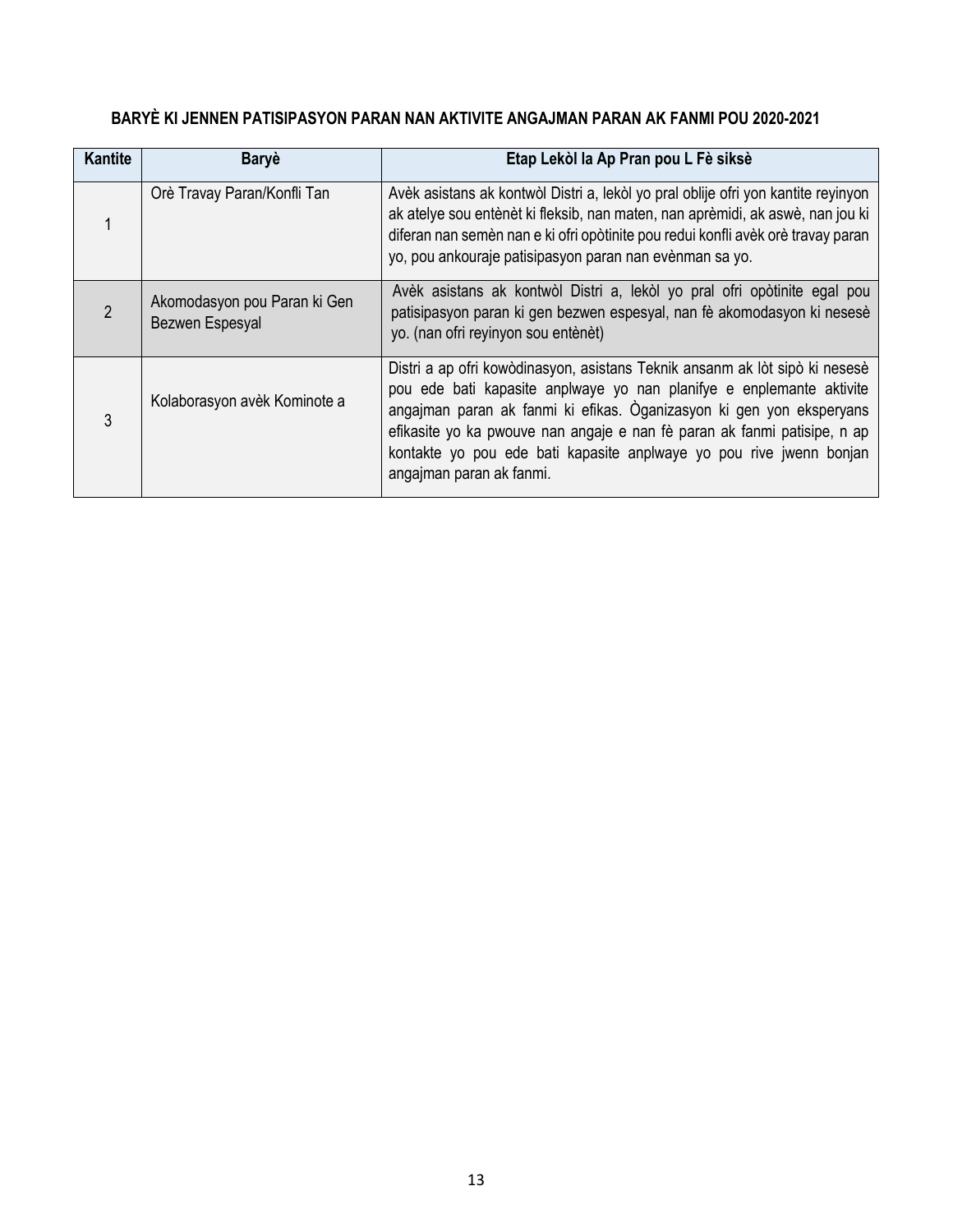**BARYÈ KI JENNEN PATISIPASYON PARAN NAN AKTIVITE ANGAJMAN PARAN AK FANMI POU 2020-2021**

| Kantite | Baryè | Etap Lekòl la Ap Pran pou L Fè siksè |
|---|---|---|
| 1 | Orè Travay Paran/Konfli Tan | Avèk asistans ak kontwòl Distri a, lekòl yo pral oblije ofri yon kantite reyinyon ak atelye sou entènèt ki fleksib, nan maten, nan aprèmidi, ak aswè, nan jou ki diferan nan semèn nan e ki ofri opòtinite pou redui konfli avèk orè travay paran yo, pou ankouraje patisipasyon paran nan evènman sa yo. |
| 2 | Akomodasyon pou Paran ki Gen Bezwen Espesyal | Avèk asistans ak kontwòl Distri a, lekòl yo pral ofri opòtinite egal pou patisipasyon paran ki gen bezwen espesyal, nan fè akomodasyon ki nesesè yo. (nan ofri reyinyon sou entènèt) |
| 3 | Kolaborasyon avèk Kominote a | Distri a ap ofri kowòdinasyon, asistans Teknik ansanm ak lòt sipò ki nesesè pou ede bati kapasite anplwaye yo nan planifye e enplemante aktivite angajman paran ak fanmi ki efikas. Òganizasyon ki gen yon eksperyans efikasite yo ka pwouve nan angaje e nan fè paran ak fanmi patisipe, n ap kontakte yo pou ede bati kapasite anplwaye yo pou rive jwenn bonjan angajman paran ak fanmi. |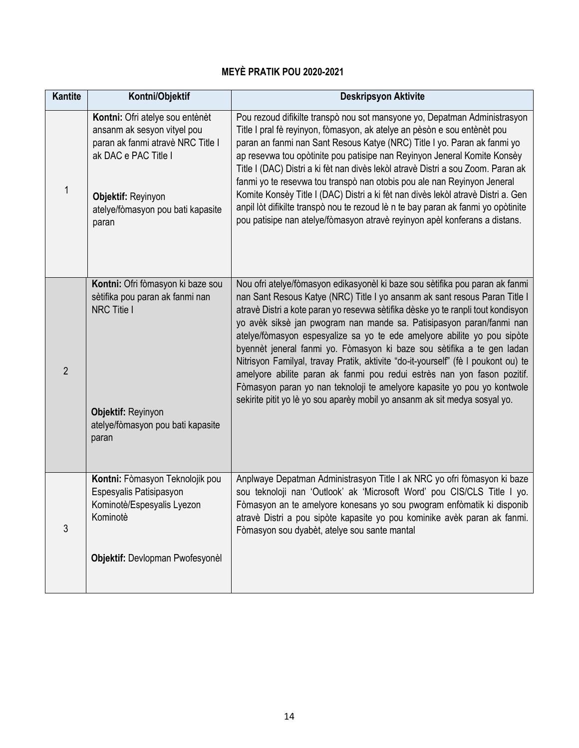**MEYÈ PRATIK POU 2020-2021**

| Kantite | Kontni/Objektif | Deskripsyon Aktivite |
| --- | --- | --- |
| 1 | **Kontni:** Ofri atelye sou entènèt ansanm ak sesyon vityel pou paran ak fanmi atravè NRC Title I ak DAC e PAC Title I<br><br>**Objektif:** Reyinyon atelye/fòmasyon pou bati kapasite paran | Pou rezoud difikilte transpò nou sot mansyone yo, Depatman Administrasyon Title I pral fè reyinyon, fòmasyon, ak atelye an pèsòn e sou entènèt pou paran an fanmi nan Sant Resous Katye (NRC) Title I yo. Paran ak fanmi yo ap resevwa tou opòtinite pou patisipe nan Reyinyon Jeneral Komite Konsèy Title I (DAC) Distri a ki fèt nan divès lekòl atravè Distri a sou Zoom. Paran ak fanmi yo te resevwa tou transpò nan otobis pou ale nan Reyinyon Jeneral Komite Konsèy Title I (DAC) Distri a ki fèt nan divès lekòl atravè Distri a. Gen anpil lòt difikilte transpò nou te rezoud lè n te bay paran ak fanmi yo opòtinite pou patisipe nan atelye/fòmasyon atravè reyinyon apèl konferans a distans. |
| 2 | **Kontni:** Ofri fòmasyon ki baze sou sètifika pou paran ak fanmi nan NRC Titie I<br><br>**Objektif:** Reyinyon atelye/fòmasyon pou bati kapasite paran | Nou ofri atelye/fòmasyon edikasyonèl ki baze sou sètifika pou paran ak fanmi nan Sant Resous Katye (NRC) Title I yo ansanm ak sant resous Paran Title I atravè Distri a kote paran yo resevwa sètifika dèske yo te ranpli tout kondisyon yo avèk siksè jan pwogram nan mande sa. Patisipasyon paran/fanmi nan atelye/fòmasyon espesyalize sa yo te ede amelyore abilite yo pou sipòte byennèt jeneral fanmi yo. Fòmasyon ki baze sou sètifika a te gen ladan Nitrisyon Familyal, travay Pratik, aktivite "do-it-yourself" (fè l poukont ou) te amelyore abilite paran ak fanmi pou redui estrès nan yon fason pozitif. Fòmasyon paran yo nan teknoloji te amelyore kapasite yo pou yo kontwole sekirite pitit yo lè yo sou aparèy mobil yo ansanm ak sit medya sosyal yo. |
| 3 | **Kontni:** Fòmasyon Teknolojik pou Espesyalis Patisipasyon Kominotè/Espesyalis Lyezon Kominotè<br><br>**Objektif:** Devlopman Pwofesyonèl | Anplwaye Depatman Administrasyon Title I ak NRC yo ofri fòmasyon ki baze sou teknoloji nan 'Outlook' ak 'Microsoft Word' pou CIS/CLS Title I yo. Fòmasyon an te amelyore konesans yo sou pwogram enfòmatik ki disponib atravè Distri a pou sipòte kapasite yo pou kominike avèk paran ak fanmi. Fòmasyon sou dyabèt, atelye sou sante mantal |